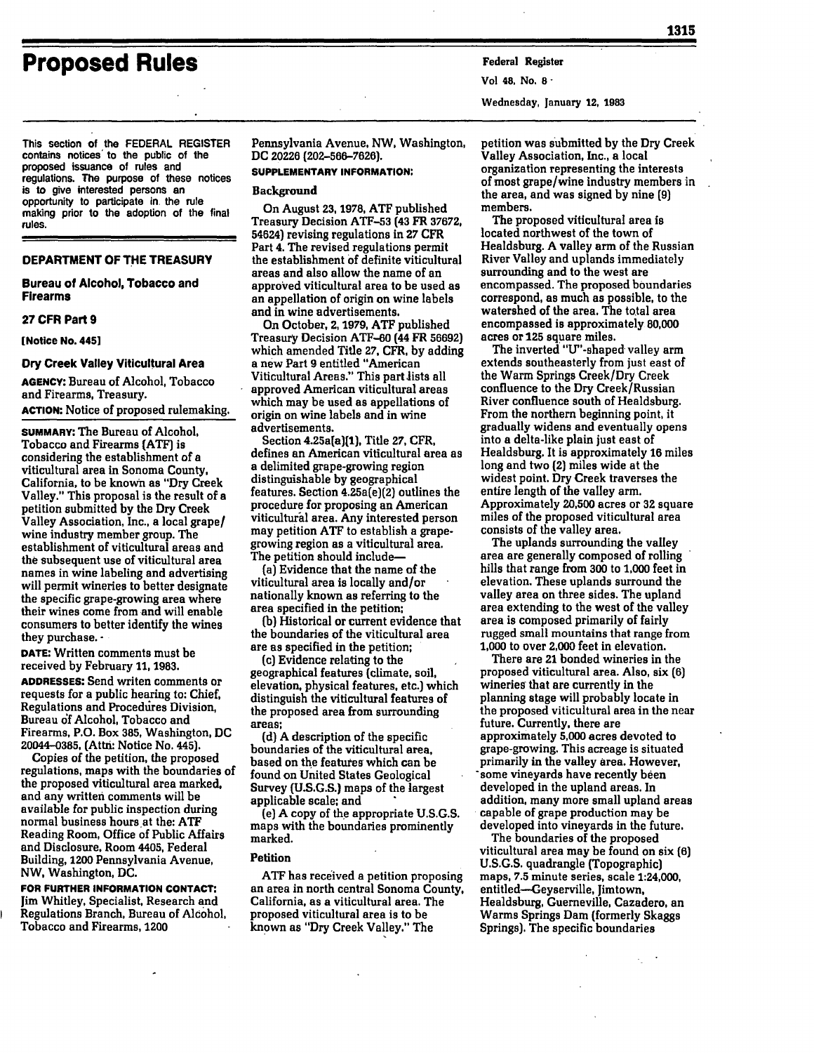# Proposed Rules

This section of the FEDERAL REGISTER contains notices to the public of the proposed issuance of rules and regulations. The purpose of these notices is to give interested persons an opportunity to participate in the rule making prior to the adoption of the final rules.

## DEPARTMENT OF THE TREASURY

## Bureau of Alcohol, Tobacco and Firearms

## 27 CFR Part 9

**[Notice No. 445]**

## Dry Creek Valley Viticultural Area

**AGENCY:** Bureau of Alcohol, Tobacco and Firearms, Treasury.

**ACTION:** Notice of proposed rulemaking.

**SUMMARY:** The Bureau of Alcohol, Tobacco and Firearms (ATF) is considering the establishment of a viticultural area in Sonoma County, California, to be known as "Dry Creek Valley." This proposal is the result of a petition submitted by the Dry Creek Valley Association, Inc., a local grape/wine industry member group. The establishment of viticultural areas and the subsequent use of viticultural area names in wine labeling and advertising will permit wineries to better designate the specific grape-growing area where their wines come from and will enable consumers to better identify the wines they purchase.

**DATE:** Written comments must be received by February 11, 1983.

**ADDRESSES:** Send writen comments or requests for a public hearing to: Chief, Regulations and Procedures Division, Bureau of Alcohol, Tobacco and Firearms, P.O. Box 385, Washington, DC 20044–0385, (Attn: Notice No. 445).

Copies of the petition, the proposed regulations, maps with the boundaries of the proposed viticultural area marked, and any written comments will be available for public inspection during normal business hours at the: ATF Reading Room, Office of Public Affairs and Disclosure, Room 4405, Federal Building, 1200 Pennsylvania Avenue, NW, Washington, DC.

**FOR FURTHER INFORMATION CONTACT:** Jim Whitley, Specialist, Research and Regulations Branch, Bureau of Alcohol, Tobacco and Firearms, 1200 Pennsylvania Avenue, NW, Washington, DC 20226 (202–566–7626).

**SUPPLEMENTARY INFORMATION:**

### Background

On August 23, 1978, ATF published Treasury Decision ATF–53 (43 FR 37672, 54624) revising regulations in 27 CFR Part 4. The revised regulations permit the establishment of definite viticultural areas and also allow the name of an approved viticultural area to be used as an appellation of origin on wine labels and in wine advertisements.

On October, 2, 1979, ATF published Treasury Decision ATF–60 (44 FR 56692) which amended Title 27, CFR, by adding a new Part 9 entitled "American Viticultural Areas." This part lists all approved American viticultural areas which may be used as appellations of origin on wine labels and in wine advertisements.

Section 4.25a(e)(1), Title 27, CFR, defines an American viticultural area as a delimited grape-growing region distinguishable by geographical features. Section 4.25a(e)(2) outlines the procedure for proposing an American viticultural area. Any interested person may petition ATF to establish a grape-growing region as a viticultural area. The petition should include—

(a) Evidence that the name of the viticultural area is locally and/or nationally known as referring to the area specified in the petition;

(b) Historical or current evidence that the boundaries of the viticultural area are as specified in the petition;

(c) Evidence relating to the geographical features (climate, soil, elevation, physical features, etc.) which distinguish the viticultural features of the proposed area from surrounding areas;

(d) A description of the specific boundaries of the viticultural area, based on the features which can be found on United States Geological Survey (U.S.G.S.) maps of the largest applicable scale; and

(e) A copy of the appropriate U.S.G.S. maps with the boundaries prominently marked.

### Petition

ATF has received a petition proposing an area in north central Sonoma County, California, as a viticultural area. The proposed viticultural area is to be known as "Dry Creek Valley." The petition was submitted by the Dry Creek Valley Association, Inc., a local organization representing the interests of most grape/wine industry members in the area, and was signed by nine (9) members.

The proposed viticultural area is located northwest of the town of Healdsburg. A valley arm of the Russian River Valley and uplands immediately surrounding and to the west are encompassed. The proposed boundaries correspond, as much as possible, to the watershed of the area. The total area encompassed is approximately 80,000 acres or 125 square miles.

The inverted "U"-shaped valley arm extends southeasterly from just east of the Warm Springs Creek/Dry Creek confluence to the Dry Creek/Russian River confluence south of Healdsburg. From the northern beginning point, it gradually widens and eventually opens into a delta-like plain just east of Healdsburg. It is approximately 16 miles long and two (2) miles wide at the widest point. Dry Creek traverses the entire length of the valley arm. Approximately 20,500 acres or 32 square miles of the proposed viticultural area consists of the valley area.

The uplands surrounding the valley area are generally composed of rolling hills that range from 300 to 1,000 feet in elevation. These uplands surround the valley area on three sides. The upland area extending to the west of the valley area is composed primarily of fairly rugged small mountains that range from 1,000 to over 2,000 feet in elevation.

There are 21 bonded wineries in the proposed viticultural area. Also, six (6) wineries that are currently in the planning stage will probably locate in the proposed viticultural area in the near future. Currently, there are approximately 5,000 acres devoted to grape-growing. This acreage is situated primarily in the valley area. However, some vineyards have recently been developed in the upland areas. In addition, many more small upland areas capable of grape production may be developed into vineyards in the future.

The boundaries of the proposed viticultural area may be found on six (6) U.S.G.S. quadrangle (Topographic) maps, 7.5 minute series, scale 1:24,000, entitled—Geyserville, Jimtown, Healdsburg, Guerneville, Cazadero, an Warms Springs Dam (formerly Skaggs Springs). The specific boundaries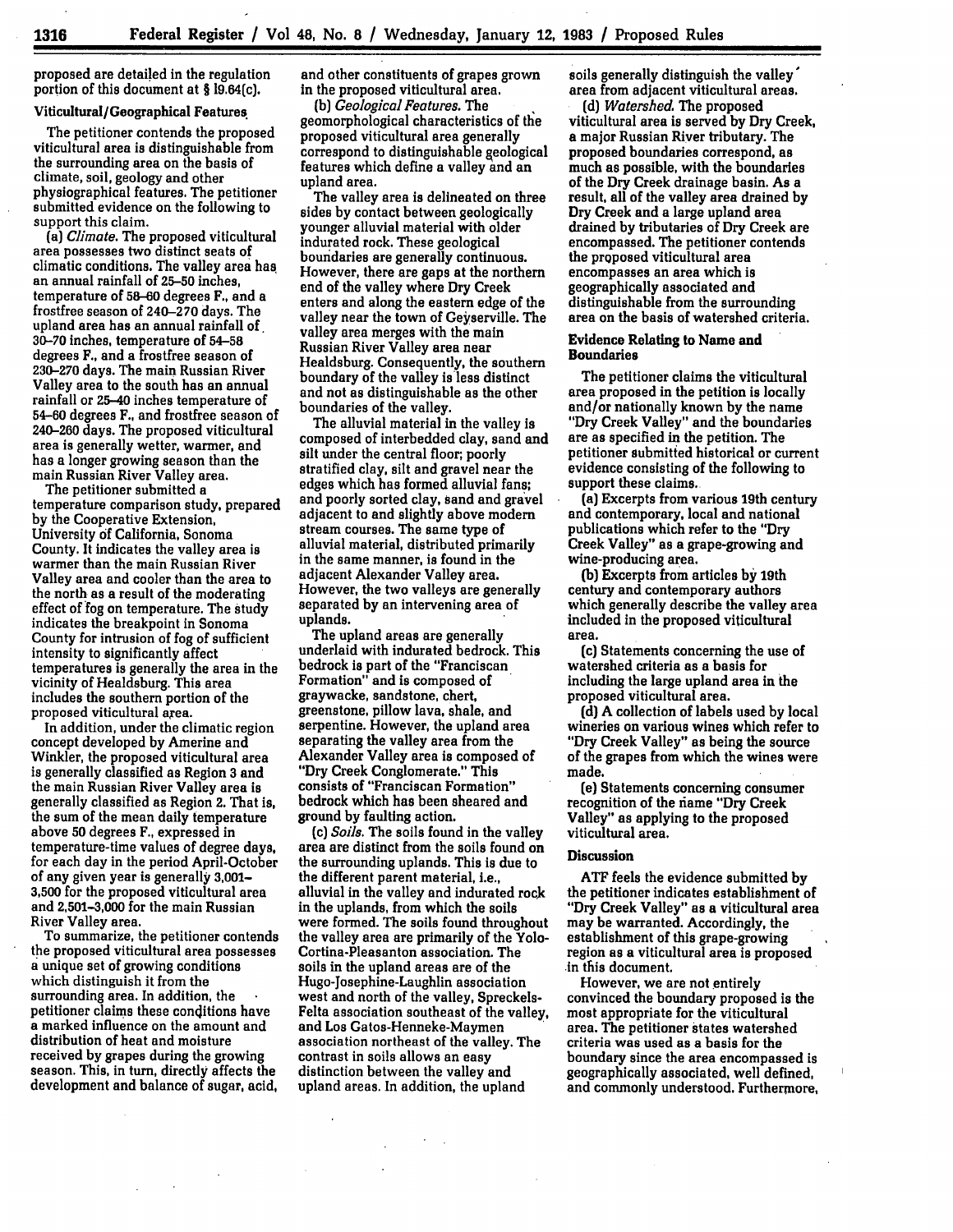proposed are detailed in the regulation portion of this document at § 19.64(c).

### Viticultural/Geographical Features

The petitioner contends the proposed viticultural area is distinguishable from the surrounding area on the basis of climate, soil, geology and other physiographical features. The petitioner submitted evidence on the following to support this claim.

(a) *Climate*. The proposed viticultural area possesses two distinct seats of climatic conditions. The valley area has an annual rainfall of 25–50 inches, temperature of 58–60 degrees F., and a frostfree season of 240–270 days. The upland area has an annual rainfall of 30–70 inches, temperature of 54–58 degrees F., and a frostfree season of 230–270 days. The main Russian River Valley area to the south has an annual rainfall or 25–40 inches temperature of 54–60 degrees F., and frostfree season of 240–260 days. The proposed viticultural area is generally wetter, warmer, and has a longer growing season than the main Russian River Valley area.

The petitioner submitted a temperature comparison study, prepared by the Cooperative Extension, University of California, Sonoma County. It indicates the valley area is warmer than the main Russian River Valley area and cooler than the area to the north as a result of the moderating effect of fog on temperature. The study indicates the breakpoint in Sonoma County for intrusion of fog of sufficient intensity to significantly affect temperatures is generally the area in the vicinity of Healdsburg. This area includes the southern portion of the proposed viticultural area.

In addition, under the climatic region concept developed by Amerine and Winkler, the proposed viticultural area is generally classified as Region 3 and the main Russian River Valley area is generally classified as Region 2. That is, the sum of the mean daily temperature above 50 degrees F., expressed in temperature-time values of degree days, for each day in the period April-October of any given year is generally 3,001–3,500 for the proposed viticultural area and 2,501–3,000 for the main Russian River Valley area.

To summarize, the petitioner contends the proposed viticultural area possesses a unique set of growing conditions which distinguish it from the surrounding area. In addition, the petitioner claims these conditions have a marked influence on the amount and distribution of heat and moisture received by grapes during the growing season. This, in turn, directly affects the development and balance of sugar, acid, and other constituents of grapes grown in the proposed viticultural area.

(b) *Geological Features*. The geomorphological characteristics of the proposed viticultural area generally correspond to distinguishable geological features which define a valley and an upland area.

The valley area is delineated on three sides by contact between geologically younger alluvial material with older indurated rock. These geological boundaries are generally continuous. However, there are gaps at the northern end of the valley where Dry Creek enters and along the eastern edge of the valley near the town of Geyserville. The valley area merges with the main Russian River Valley area near Healdsburg. Consequently, the southern boundary of the valley is less distinct and not as distinguishable as the other boundaries of the valley.

The alluvial material in the valley is composed of interbedded clay, sand and silt under the central floor; poorly stratified clay, silt and gravel near the edges which has formed alluvial fans; and poorly sorted clay, sand and gravel adjacent to and slightly above modern stream courses. The same type of alluvial material, distributed primarily in the same manner, is found in the adjacent Alexander Valley area. However, the two valleys are generally separated by an intervening area of uplands.

The upland areas are generally underlaid with indurated bedrock. This bedrock is part of the "Franciscan Formation" and is composed of graywacke, sandstone, chert, greenstone, pillow lava, shale, and serpentine. However, the upland area separating the valley area from the Alexander Valley area is composed of "Dry Creek Conglomerate." This consists of "Franciscan Formation" bedrock which has been sheared and ground by faulting action.

(c) *Soils*. The soils found in the valley area are distinct from the soils found on the surrounding uplands. This is due to the different parent material, i.e., alluvial in the valley and indurated rock in the uplands, from which the soils were formed. The soils found throughout the valley area are primarily of the Yolo-Cortina-Pleasanton association. The soils in the upland areas are of the Hugo-Josephine-Laughlin association west and north of the valley, Spreckels-Felta association southeast of the valley, and Los Gatos-Henneke-Maymen association northeast of the valley. The contrast in soils allows an easy distinction between the valley and upland areas. In addition, the upland soils generally distinguish the valley area from adjacent viticultural areas.

(d) *Watershed*. The proposed viticultural area is served by Dry Creek, a major Russian River tributary. The proposed boundaries correspond, as much as possible, with the boundaries of the Dry Creek drainage basin. As a result, all of the valley area drained by Dry Creek and a large upland area drained by tributaries of Dry Creek are encompassed. The petitioner contends the proposed viticultural area encompasses an area which is geographically associated and distinguishable from the surrounding area on the basis of watershed criteria.

### Evidence Relating to Name and Boundaries

The petitioner claims the viticultural area proposed in the petition is locally and/or nationally known by the name "Dry Creek Valley" and the boundaries are as specified in the petition. The petitioner submitted historical or current evidence consisting of the following to support these claims.

(a) Excerpts from various 19th century and contemporary, local and national publications which refer to the "Dry Creek Valley" as a grape-growing and wine-producing area.

(b) Excerpts from articles by 19th century and contemporary authors which generally describe the valley area included in the proposed viticultural area.

(c) Statements concerning the use of watershed criteria as a basis for including the large upland area in the proposed viticultural area.

(d) A collection of labels used by local wineries on various wines which refer to "Dry Creek Valley" as being the source of the grapes from which the wines were made.

(e) Statements concerning consumer recognition of the name "Dry Creek Valley" as applying to the proposed viticultural area.

### Discussion

ATF feels the evidence submitted by the petitioner indicates establishment of "Dry Creek Valley" as a viticultural area may be warranted. Accordingly, the establishment of this grape-growing region as a viticultural area is proposed in this document.

However, we are not entirely convinced the boundary proposed is the most appropriate for the viticultural area. The petitioner states watershed criteria was used as a basis for the boundary since the area encompassed is geographically associated, well defined, and commonly understood. Furthermore,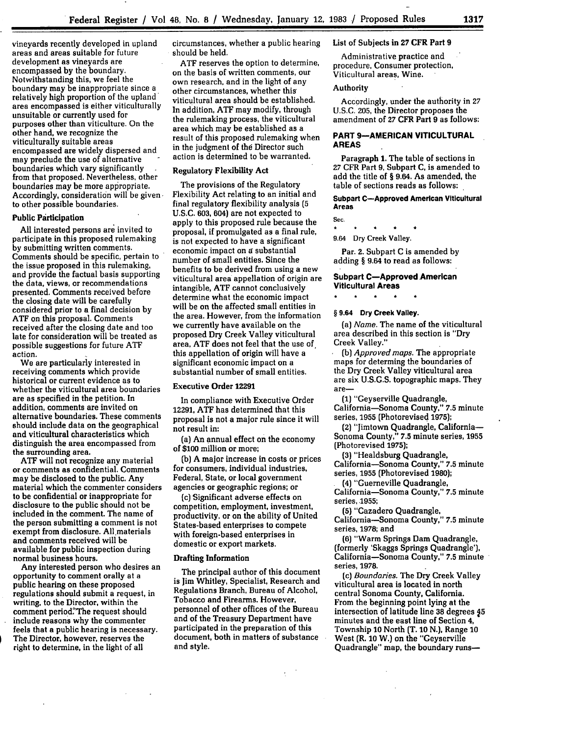vineyards recently developed in upland areas and areas suitable for future development as vineyards are encompassed by the boundary. Notwithstanding this, we feel the boundary may be inappropriate since a relatively high proportion of the upland area encompassed is either viticulturally unsuitable or currently used for purposes other than viticulture. On the other hand, we recognize the viticulturally suitable areas encompassed are widely dispersed and may preclude the use of alternative boundaries which vary significantly from that proposed. Nevertheless, other boundaries may be more appropriate. Accordingly, consideration will be given to other possible boundaries.

### Public Participation

All interested persons are invited to participate in this proposed rulemaking by submitting written comments. Comments should be specific, pertain to the issue proposed in this rulemaking, and provide the factual basis supporting the data, views, or recommendations presented. Comments received before the closing date will be carefully considered prior to a final decision by ATF on this proposal. Comments received after the closing date and too late for consideration will be treated as possible suggestions for future ATF action.

We are particularly interested in receiving comments which provide historical or current evidence as to whether the viticultural area boundaries are as specified in the petition. In addition, comments are invited on alternative boundaries. These comments should include data on the geographical and viticultural characteristics which distinguish the area encompassed from the surrounding area.

ATF will not recognize any material or comments as confidential. Comments may be disclosed to the public. Any material which the commenter considers to be confidential or inappropriate for disclosure to the public should not be included in the comment. The name of the person submitting a comment is not exempt from disclosure. All materials and comments received will be available for public inspection during normal business hours.

Any interested person who desires an opportunity to comment orally at a public hearing on these proposed regulations should submit a request, in writing, to the Director, within the comment period. The request should include reasons why the commenter feels that a public hearing is necessary. The Director, however, reserves the right to determine, in the light of all circumstances, whether a public hearing should be held.

ATF reserves the option to determine, on the basis of written comments, our own research, and in the light of any other circumstances, whether this viticultural area should be established. In addition, ATF may modify, through the rulemaking process, the viticultural area which may be established as a result of this proposed rulemaking when in the judgment of the Director such action is determined to be warranted.

### Regulatory Flexibility Act

The provisions of the Regulatory Flexibility Act relating to an initial and final regulatory flexibility analysis (5 U.S.C. 603, 604) are not expected to apply to this proposed rule because the proposal, if promulgated as a final rule, is not expected to have a significant economic impact on a substantial number of small entities. Since the benefits to be derived from using a new viticultural area appellation of origin are intangible, ATF cannot conclusively determine what the economic impact will be on the affected small entities in the area. However, from the information we currently have available on the proposed Dry Creek Valley viticultural area, ATF does not feel that the use of this appellation of origin will have a significant economic impact on a substantial number of small entities.

### Executive Order 12291

In compliance with Executive Order 12291, ATF has determined that this proposal is not a major rule since it will not result in:

(a) An annual effect on the economy of $100 million or more;

(b) A major increase in costs or prices for consumers, individual industries, Federal, State, or local government agencies or geographic regions; or

(c) Significant adverse effects on competition, employment, investment, productivity, or on the ability of United States-based enterprises to compete with foreign-based enterprises in domestic or export markets.

### Drafting Information

The principal author of this document is Jim Whitley, Specialist, Research and Regulations Branch, Bureau of Alcohol, Tobacco and Firearms. However, personnel of other offices of the Bureau and of the Treasury Department have participated in the preparation of this document, both in matters of substance and style.

### List of Subjects in 27 CFR Part 9

Administrative practice and procedure, Consumer protection, Viticultural areas, Wine.

### Authority

Accordingly, under the authority in 27 U.S.C. 205, the Director proposes the amendment of 27 CFR Part 9 as follows:

## PART 9—AMERICAN VITICULTURAL AREAS

Paragraph 1. The table of sections in 27 CFR Part 9, Subpart C, is amended to add the title of § 9.64. As amended, the table of sections reads as follows:

**Subpart C—Approved American Viticultural Areas**

Sec.

\* \* \* \* \*

9.64 Dry Creek Valley.

Par. 2. Subpart C is amended by adding § 9.64 to read as follows:

### Subpart C—Approved American Viticultural Areas

\* \* \* \* \*

**§ 9.64 Dry Creek Valley.**

(a) *Name.* The name of the viticultural area described in this section is "Dry Creek Valley."

(b) *Approved maps.* The appropriate maps for determing the boundaries of the Dry Creek Valley viticultural area are six U.S.G.S. topographic maps. They are—

(1) "Geyserville Quadrangle, California—Sonoma County," 7.5 minute series, 1955 (Photorevised 1975);

(2) "Jimtown Quadrangle, California—Sonoma County," 7.5 minute series, 1955 (Photorevised 1975);

(3) "Healdsburg Quadrangle, California—Sonoma County," 7.5 minute series, 1955 (Photorevised 1980);

(4) "Guerneville Quadrangle, California—Sonoma County," 7.5 minute series, 1955;

(5) "Cazadero Quadrangle, California—Sonoma County," 7.5 minute series, 1978; and

(6) "Warm Springs Dam Quadrangle, (formerly 'Skaggs Springs Quadrangle'), California—Sonoma County," 7.5 minute series, 1978.

(c) *Boundaries.* The Dry Creek Valley viticultural area is located in north central Sonoma County, California. From the beginning point lying at the intersection of latitude line 38 degrees 45 minutes and the east line of Section 4, Township 10 North (T. 10 N.), Range 10 West (R. 10 W.) on the "Geyserville Quadrangle" map, the boundary runs—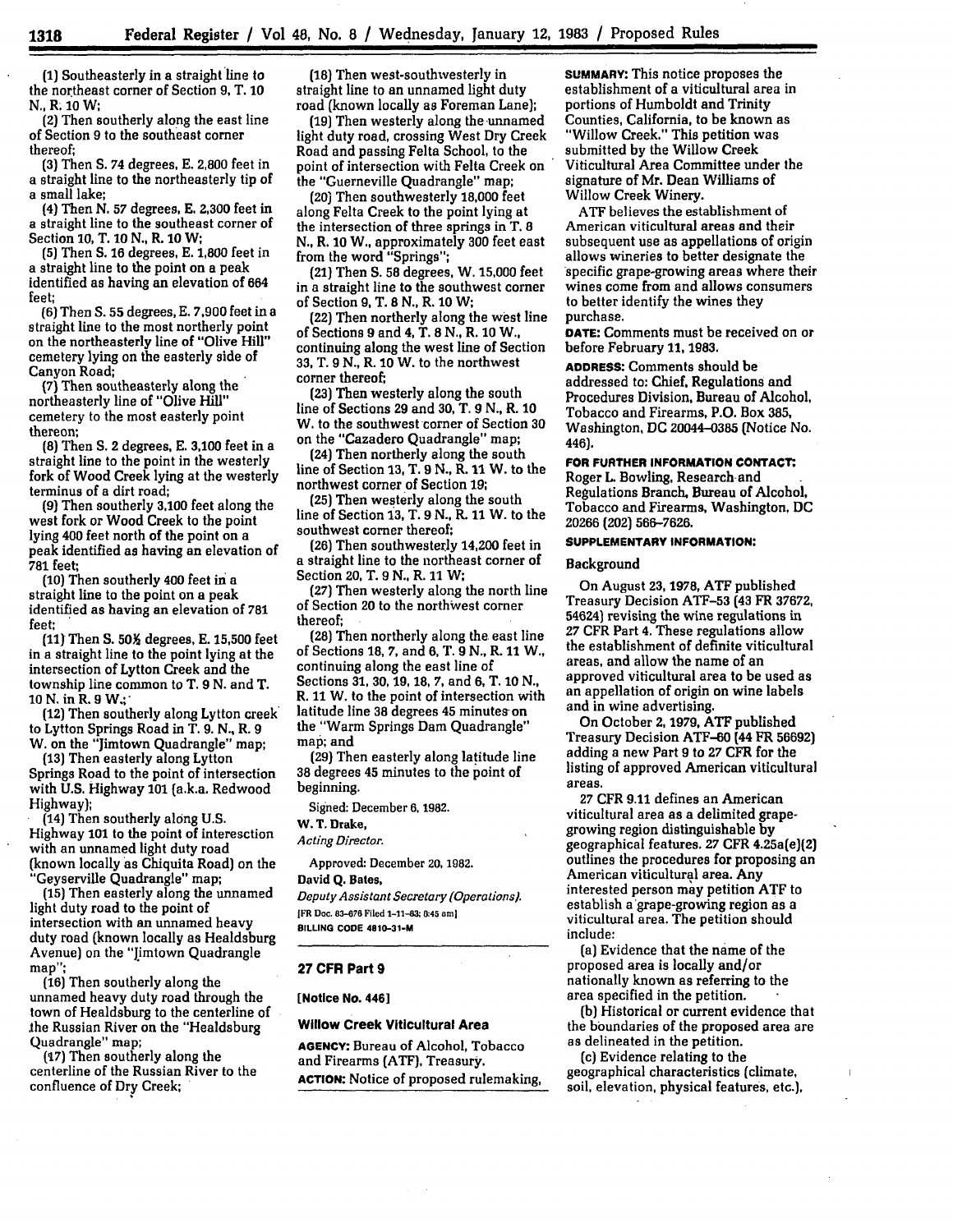(1) Southeasterly in a straight line to the northeast corner of Section 9, T. 10 N., R. 10 W;

(2) Then southerly along the east line of Section 9 to the southeast corner thereof;

(3) Then S. 74 degrees, E. 2,800 feet in a straight line to the northeasterly tip of a small lake;

(4) Then N. 57 degrees, E. 2,300 feet in a straight line to the southeast corner of Section 10, T. 10 N., R. 10 W;

(5) Then S. 16 degrees, E. 1,800 feet in a straight line to the point on a peak identified as having an elevation of 664 feet;

(6) Then S. 55 degrees, E. 7,900 feet in a straight line to the most northerly point on the northeasterly line of "Olive Hill" cemetery lying on the easterly side of Canyon Road;

(7) Then southeasterly along the northeasterly line of "Olive Hill" cemetery to the most easterly point thereon;

(8) Then S. 2 degrees, E. 3,100 feet in a straight line to the point in the westerly fork of Wood Creek lying at the westerly terminus of a dirt road;

(9) Then southerly 3,100 feet along the west fork or Wood Creek to the point lying 400 feet north of the point on a peak identified as having an elevation of 781 feet;

(10) Then southerly 400 feet in a straight line to the point on a peak identified as having an elevation of 781 feet;

(11) Then S. 50½ degrees, E. 15,500 feet in a straight line to the point lying at the intersection of Lytton Creek and the township line common to T. 9 N. and T. 10 N. in R. 9 W.;

(12) Then southerly along Lytton creek to Lytton Springs Road in T. 9. N., R. 9 W. on the "Jimtown Quadrangle" map;

(13) Then easterly along Lytton Springs Road to the point of intersection with U.S. Highway 101 (a.k.a. Redwood Highway);

(14) Then southerly along U.S. Highway 101 to the point of interesction with an unnamed light duty road (known locally as Chiquita Road) on the "Geyserville Quadrangle" map;

(15) Then easterly along the unnamed light duty road to the point of intersection with an unnamed heavy duty road (known locally as Healdsburg Avenue) on the "Jimtown Quadrangle map";

(16) Then southerly along the unnamed heavy duty road through the town of Healdsburg to the centerline of the Russian River on the "Healdsburg Quadrangle" map;

(17) Then southerly along the centerline of the Russian River to the confluence of Dry Creek;

(18) Then west-southwesterly in straight line to an unnamed light duty road (known locally as Foreman Lane);

(19) Then westerly along the unnamed light duty road, crossing West Dry Creek Road and passing Felta School, to the point of intersection with Felta Creek on the "Guerneville Quadrangle" map;

(20) Then southwesterly 18,000 feet along Felta Creek to the point lying at the intersection of three springs in T. 8 N., R. 10 W., approximately 300 feet east from the word "Springs";

(21) Then S. 58 degrees, W. 15,000 feet in a straight line to the southwest corner of Section 9, T. 8 N., R. 10 W;

(22) Then northerly along the west line of Sections 9 and 4, T. 8 N., R. 10 W., continuing along the west line of Section 33, T. 9 N., R. 10 W. to the northwest corner thereof;

(23) Then westerly along the south line of Sections 29 and 30, T. 9 N., R. 10 W. to the southwest corner of Section 30 on the "Cazadero Quadrangle" map;

(24) Then northerly along the south line of Section 13, T. 9 N., R. 11 W. to the northwest corner of Section 19;

(25) Then westerly along the south line of Section 13, T. 9 N., R. 11 W. to the southwest corner thereof;

(26) Then southwesterly 14,200 feet in a straight line to the northeast corner of Section 20, T. 9 N., R. 11 W;

(27) Then westerly along the north line of Section 20 to the northwest corner thereof;

(28) Then northerly along the east line of Sections 18, 7, and 6, T. 9 N., R. 11 W., continuing along the east line of Sections 31, 30, 19, 18, 7, and 6, T. 10 N., R. 11 W. to the point of intersection with latitude line 38 degrees 45 minutes on the "Warm Springs Dam Quadrangle" map; and

(29) Then easterly along latitude line 38 degrees 45 minutes to the point of beginning.

Signed: December 6, 1982.

**W. T. Drake,**

*Acting Director.*

Approved: December 20, 1982.

**David Q. Bates,**

*Deputy Assistant Secretary (Operations).*

[FR Doc. 83-676 Filed 1-11-83; 8:45 am]

BILLING CODE 4810-31-M

---

## 27 CFR Part 9

**[Notice No. 446]**

### Willow Creek Viticultural Area

**AGENCY:** Bureau of Alcohol, Tobacco and Firearms (ATF), Treasury.

**ACTION:** Notice of proposed rulemaking.

**SUMMARY:** This notice proposes the establishment of a viticultural area in portions of Humboldt and Trinity Counties, California, to be known as "Willow Creek." This petition was submitted by the Willow Creek Viticultural Area Committee under the signature of Mr. Dean Williams of Willow Creek Winery.

ATF believes the establishment of American viticultural areas and their subsequent use as appellations of origin allows wineries to better designate the specific grape-growing areas where their wines come from and allows consumers to better identify the wines they purchase.

**DATE:** Comments must be received on or before February 11, 1983.

**ADDRESS:** Comments should be addressed to: Chief, Regulations and Procedures Division, Bureau of Alcohol, Tobacco and Firearms, P.O. Box 385, Washington, DC 20044-0385 (Notice No. 446).

**FOR FURTHER INFORMATION CONTACT:** Roger L. Bowling, Research and Regulations Branch, Bureau of Alcohol, Tobacco and Firearms, Washington, DC 20266 (202) 566-7626.

**SUPPLEMENTARY INFORMATION:**

#### Background

On August 23, 1978, ATF published Treasury Decision ATF-53 (43 FR 37672, 54624) revising the wine regulations in 27 CFR Part 4. These regulations allow the establishment of definite viticultural areas, and allow the name of an approved viticultural area to be used as an appellation of origin on wine labels and in wine advertising.

On October 2, 1979, ATF published Treasury Decision ATF-60 (44 FR 56692) adding a new Part 9 to 27 CFR for the listing of approved American viticultural areas.

27 CFR 9.11 defines an American viticultural area as a delimited grape-growing region distinguishable by geographical features. 27 CFR 4.25a(e)(2) outlines the procedures for proposing an American viticultural area. Any interested person may petition ATF to establish a grape-growing region as a viticultural area. The petition should include:

(a) Evidence that the name of the proposed area is locally and/or nationally known as referring to the area specified in the petition.

(b) Historical or current evidence that the boundaries of the proposed area are as delineated in the petition.

(c) Evidence relating to the geographical characteristics (climate, soil, elevation, physical features, etc.),